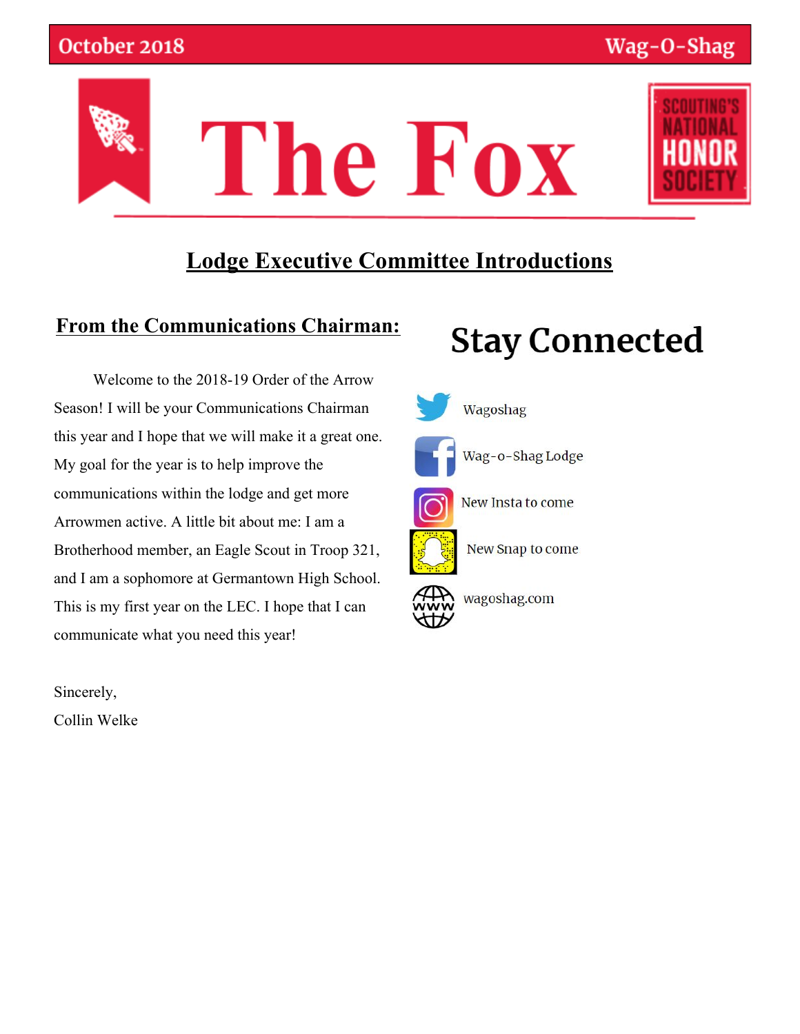# The Fox

## Lodge Executive Committee Introductions

### From the Communications Chairman:

Welcome to the 2018-19 Order of the Arrow Season! I will be your Communications Chairman this year and I hope that we will make it a great one. My goal for the year is to help improve the communications within the lodge and get more Arrowmen active. A little bit about me: I am a Brotherhood member, an Eagle Scout in Troop 321, and I am a sophomore at Germantown High School. This is my first year on the LEC. I hope that I can communicate what you need this year!

Sincerely,
Collin Welke

## Stay Connected

- Wagoshag
- Wag-o-Shag Lodge
- New Insta to come
- New Snap to come
- wagoshag.com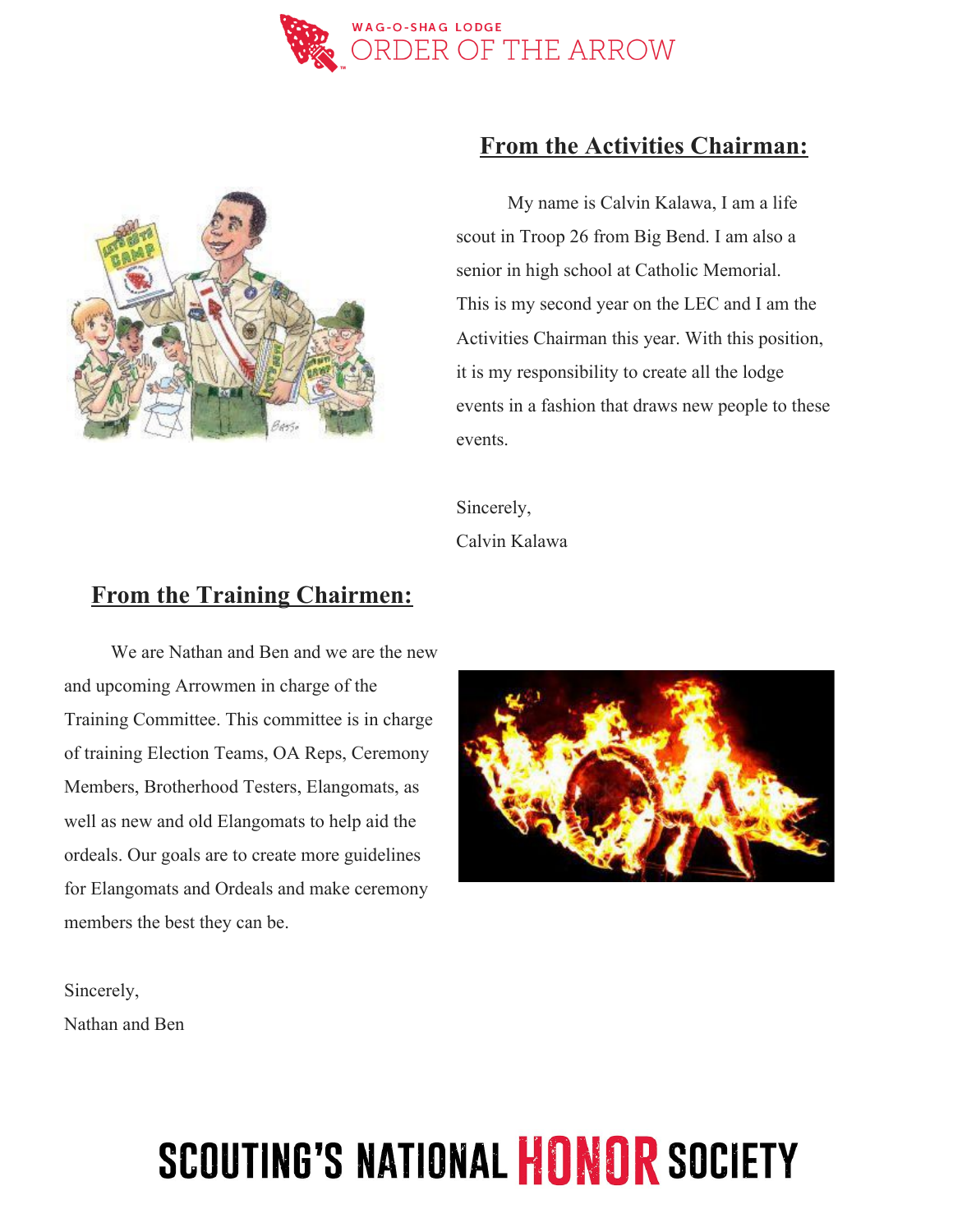## From the Activities Chairman:

My name is Calvin Kalawa, I am a life scout in Troop 26 from Big Bend. I am also a senior in high school at Catholic Memorial. This is my second year on the LEC and I am the Activities Chairman this year. With this position, it is my responsibility to create all the lodge events in a fashion that draws new people to these events.

Sincerely,
Calvin Kalawa

## From the Training Chairmen:

We are Nathan and Ben and we are the new and upcoming Arrowmen in charge of the Training Committee. This committee is in charge of training Election Teams, OA Reps, Ceremony Members, Brotherhood Testers, Elangomats, as well as new and old Elangomats to help aid the ordeals. Our goals are to create more guidelines for Elangomats and Ordeals and make ceremony members the best they can be.

Sincerely,
Nathan and Ben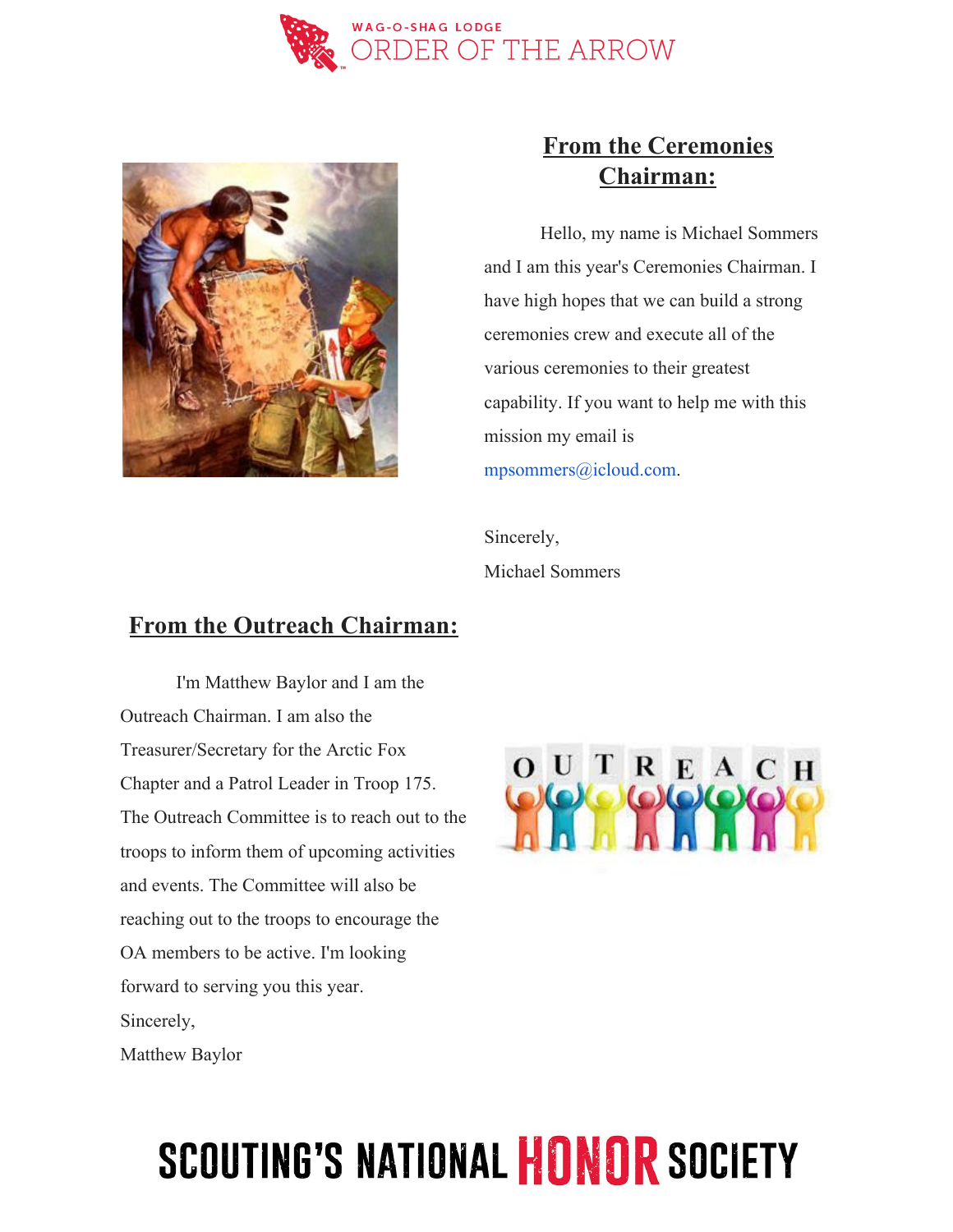## From the Ceremonies Chairman:

Hello, my name is Michael Sommers and I am this year's Ceremonies Chairman. I have high hopes that we can build a strong ceremonies crew and execute all of the various ceremonies to their greatest capability. If you want to help me with this mission my email is mpsommers@icloud.com.

Sincerely,
Michael Sommers

## From the Outreach Chairman:

I'm Matthew Baylor and I am the Outreach Chairman. I am also the Treasurer/Secretary for the Arctic Fox Chapter and a Patrol Leader in Troop 175. The Outreach Committee is to reach out to the troops to inform them of upcoming activities and events. The Committee will also be reaching out to the troops to encourage the OA members to be active. I'm looking forward to serving you this year.

Sincerely,
Matthew Baylor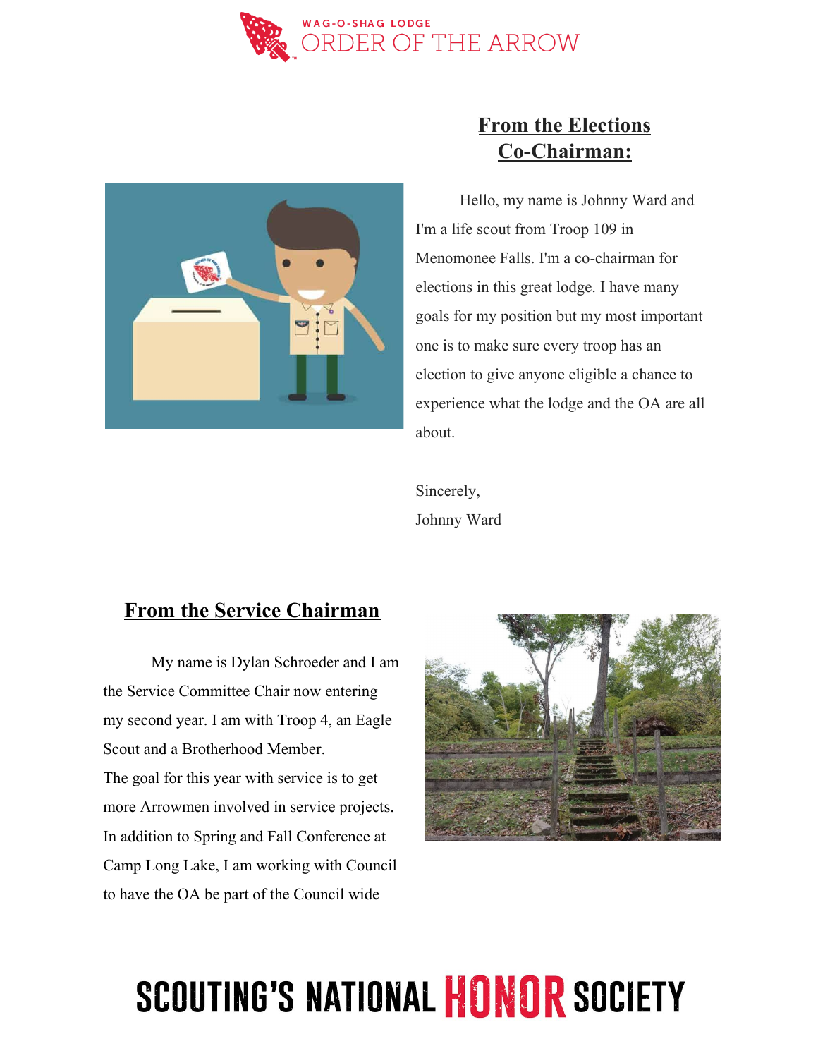## From the Elections Co-Chairman:

Hello, my name is Johnny Ward and I'm a life scout from Troop 109 in Menomonee Falls. I'm a co-chairman for elections in this great lodge. I have many goals for my position but my most important one is to make sure every troop has an election to give anyone eligible a chance to experience what the lodge and the OA are all about.

Sincerely,
Johnny Ward

## From the Service Chairman

My name is Dylan Schroeder and I am the Service Committee Chair now entering my second year. I am with Troop 4, an Eagle Scout and a Brotherhood Member.
The goal for this year with service is to get more Arrowmen involved in service projects. In addition to Spring and Fall Conference at Camp Long Lake, I am working with Council to have the OA be part of the Council wide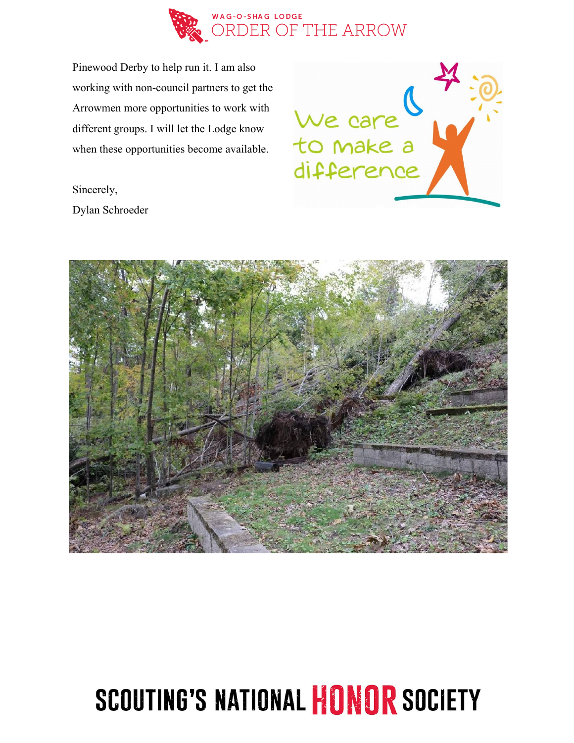Pinewood Derby to help run it. I am also working with non-council partners to get the Arrowmen more opportunities to work with different groups. I will let the Lodge know when these opportunities become available.

Sincerely,
Dylan Schroeder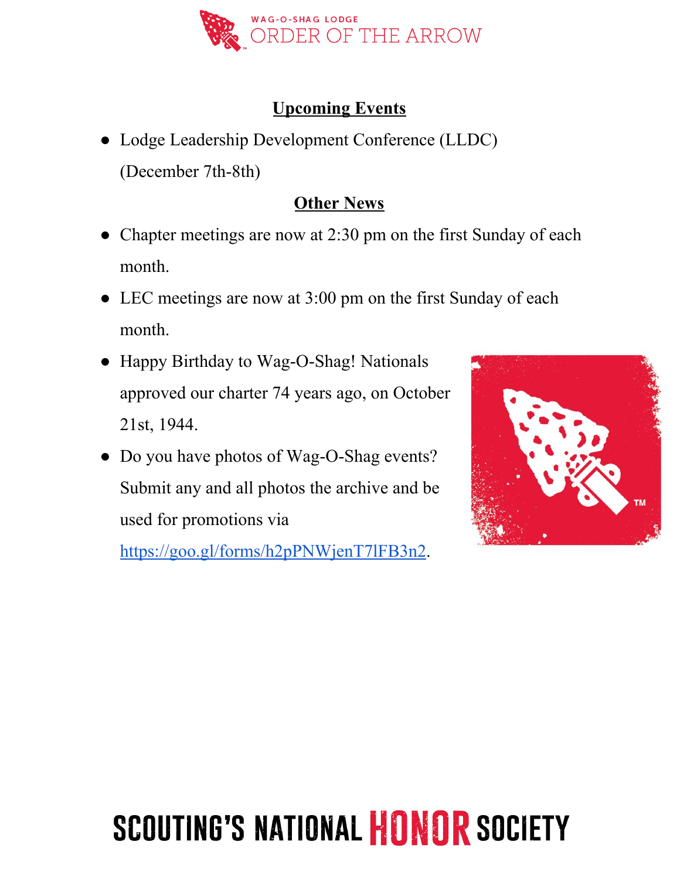WAG-O-SHAG LODGE
ORDER OF THE ARROW

## Upcoming Events

- Lodge Leadership Development Conference (LLDC) (December 7th-8th)

## Other News

- Chapter meetings are now at 2:30 pm on the first Sunday of each month.
- LEC meetings are now at 3:00 pm on the first Sunday of each month.
- Happy Birthday to Wag-O-Shag! Nationals approved our charter 74 years ago, on October 21st, 1944.
- Do you have photos of Wag-O-Shag events? Submit any and all photos the archive and be used for promotions via https://goo.gl/forms/h2pPNWjenT7lFB3n2.

SCOUTING'S NATIONAL HONOR SOCIETY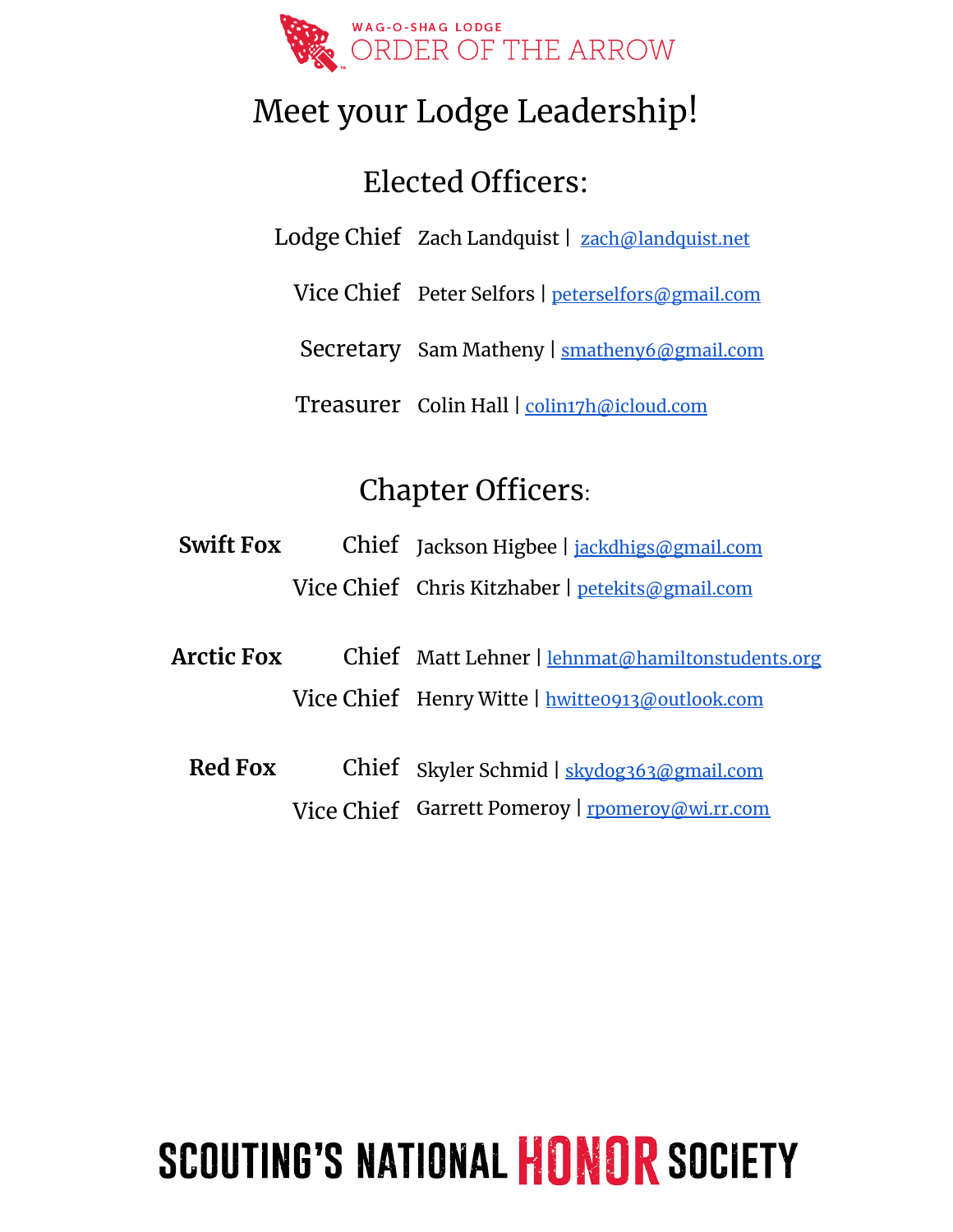WAG-O-SHAG LODGE

ORDER OF THE ARROW

# Meet your Lodge Leadership!

## Elected Officers:

| | |
|---|---|
| Lodge Chief | Zach Landquist \| zach@landquist.net |
| Vice Chief | Peter Selfors \| peterselfors@gmail.com |
| Secretary | Sam Matheny \| smatheny6@gmail.com |
| Treasurer | Colin Hall \| colin17h@icloud.com |

## Chapter Officers:

| | | |
|---|---|---|
| **Swift Fox** | Chief | Jackson Higbee \| jackdhigs@gmail.com |
| | Vice Chief | Chris Kitzhaber \| petekits@gmail.com |
| **Arctic Fox** | Chief | Matt Lehner \| lehnmat@hamiltonstudents.org |
| | Vice Chief | Henry Witte \| hwitte0913@outlook.com |
| **Red Fox** | Chief | Skyler Schmid \| skydog363@gmail.com |
| | Vice Chief | Garrett Pomeroy \| rpomeroy@wi.rr.com |

SCOUTING'S NATIONAL HONOR SOCIETY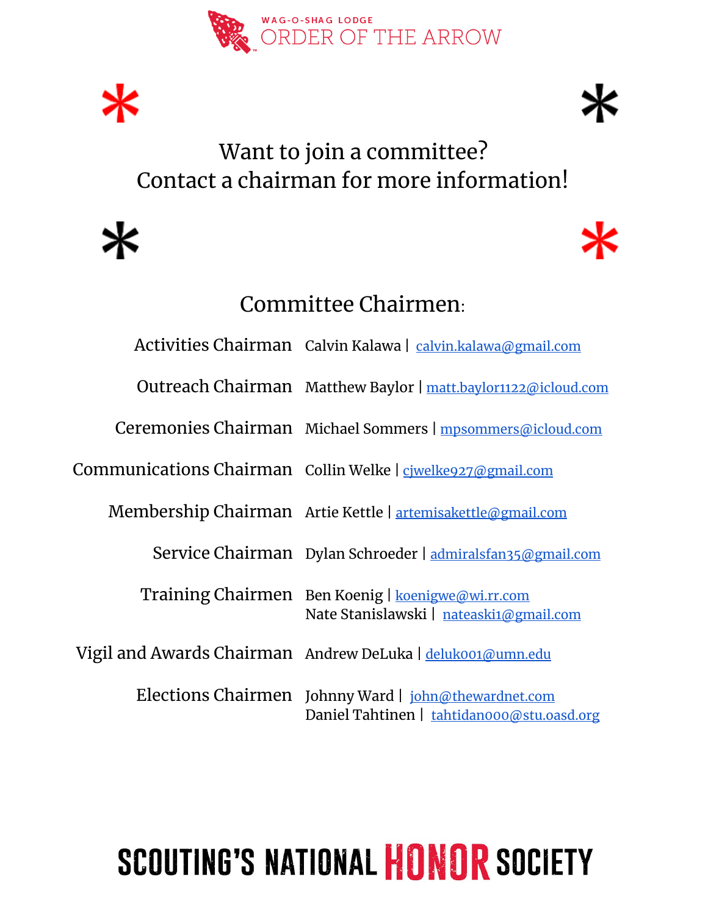WAG-O-SHAG LODGE
ORDER OF THE ARROW

# Want to join a committee?
# Contact a chairman for more information!

## Committee Chairmen:

| | |
|---|---|
| Activities Chairman | Calvin Kalawa \| calvin.kalawa@gmail.com |
| Outreach Chairman | Matthew Baylor \| matt.baylor1122@icloud.com |
| Ceremonies Chairman | Michael Sommers \| mpsommers@icloud.com |
| Communications Chairman | Collin Welke \| cjwelke927@gmail.com |
| Membership Chairman | Artie Kettle \| artemisakettle@gmail.com |
| Service Chairman | Dylan Schroeder \| admiralsfan35@gmail.com |
| Training Chairmen | Ben Koenig \| koenigwe@wi.rr.com<br>Nate Stanislawski \| nateaski1@gmail.com |
| Vigil and Awards Chairman | Andrew DeLuka \| deluk001@umn.edu |
| Elections Chairmen | Johnny Ward \| john@thewardnet.com<br>Daniel Tahtinen \| tahtidan000@stu.oasd.org |

SCOUTING'S NATIONAL HONOR SOCIETY